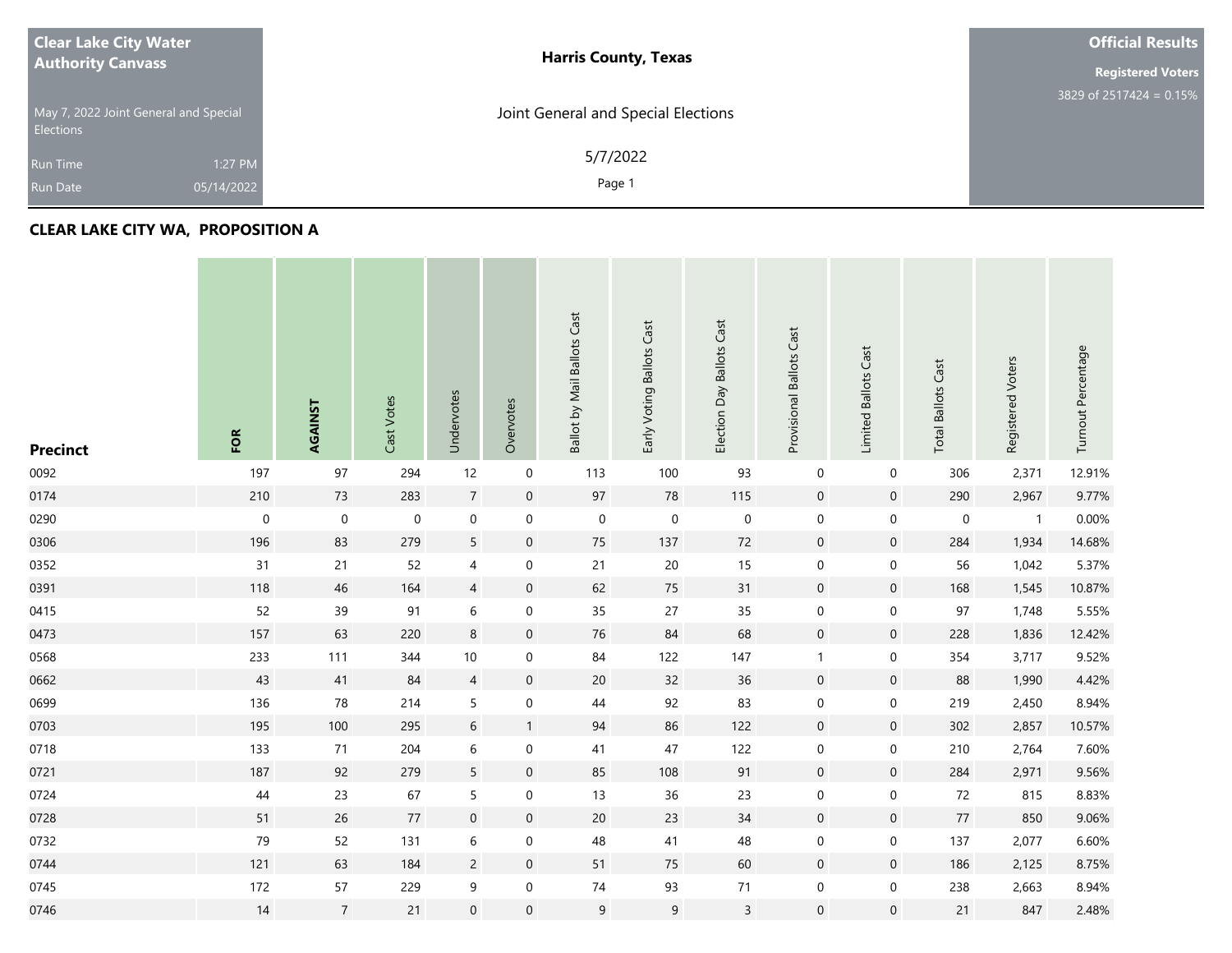**Clear Lake City Water Authority Canvass**

May 7, 2022 Joint General and Special Elections

Run Time 1:27 PM

Run Date 05/14/2022

**Harris County, Texas**

Joint General and Special Elections

5/7/2022

**Official Results**

**Registered Voters**

3829 of 2517424 = 0.15%

## CLEAR LAKE CITY WA, PROPOSITION A

| Precinct | FOR | AGAINST | Cast Votes | Undervotes | Overvotes | Ballot by Mail Ballots Cast | Early Voting Ballots Cast | Election Day Ballots Cast | Provisional Ballots Cast | Limited Ballots Cast | Total Ballots Cast | Registered Voters | Turnout Percentage |
|---|---|---|---|---|---|---|---|---|---|---|---|---|---|
| 0092 | 197 | 97 | 294 | 12 | 0 | 113 | 100 | 93 | 0 | 0 | 306 | 2,371 | 12.91% |
| 0174 | 210 | 73 | 283 | 7 | 0 | 97 | 78 | 115 | 0 | 0 | 290 | 2,967 | 9.77% |
| 0290 | 0 | 0 | 0 | 0 | 0 | 0 | 0 | 0 | 0 | 0 | 0 | 1 | 0.00% |
| 0306 | 196 | 83 | 279 | 5 | 0 | 75 | 137 | 72 | 0 | 0 | 284 | 1,934 | 14.68% |
| 0352 | 31 | 21 | 52 | 4 | 0 | 21 | 20 | 15 | 0 | 0 | 56 | 1,042 | 5.37% |
| 0391 | 118 | 46 | 164 | 4 | 0 | 62 | 75 | 31 | 0 | 0 | 168 | 1,545 | 10.87% |
| 0415 | 52 | 39 | 91 | 6 | 0 | 35 | 27 | 35 | 0 | 0 | 97 | 1,748 | 5.55% |
| 0473 | 157 | 63 | 220 | 8 | 0 | 76 | 84 | 68 | 0 | 0 | 228 | 1,836 | 12.42% |
| 0568 | 233 | 111 | 344 | 10 | 0 | 84 | 122 | 147 | 1 | 0 | 354 | 3,717 | 9.52% |
| 0662 | 43 | 41 | 84 | 4 | 0 | 20 | 32 | 36 | 0 | 0 | 88 | 1,990 | 4.42% |
| 0699 | 136 | 78 | 214 | 5 | 0 | 44 | 92 | 83 | 0 | 0 | 219 | 2,450 | 8.94% |
| 0703 | 195 | 100 | 295 | 6 | 1 | 94 | 86 | 122 | 0 | 0 | 302 | 2,857 | 10.57% |
| 0718 | 133 | 71 | 204 | 6 | 0 | 41 | 47 | 122 | 0 | 0 | 210 | 2,764 | 7.60% |
| 0721 | 187 | 92 | 279 | 5 | 0 | 85 | 108 | 91 | 0 | 0 | 284 | 2,971 | 9.56% |
| 0724 | 44 | 23 | 67 | 5 | 0 | 13 | 36 | 23 | 0 | 0 | 72 | 815 | 8.83% |
| 0728 | 51 | 26 | 77 | 0 | 0 | 20 | 23 | 34 | 0 | 0 | 77 | 850 | 9.06% |
| 0732 | 79 | 52 | 131 | 6 | 0 | 48 | 41 | 48 | 0 | 0 | 137 | 2,077 | 6.60% |
| 0744 | 121 | 63 | 184 | 2 | 0 | 51 | 75 | 60 | 0 | 0 | 186 | 2,125 | 8.75% |
| 0745 | 172 | 57 | 229 | 9 | 0 | 74 | 93 | 71 | 0 | 0 | 238 | 2,663 | 8.94% |
| 0746 | 14 | 7 | 21 | 0 | 0 | 9 | 9 | 3 | 0 | 0 | 21 | 847 | 2.48% |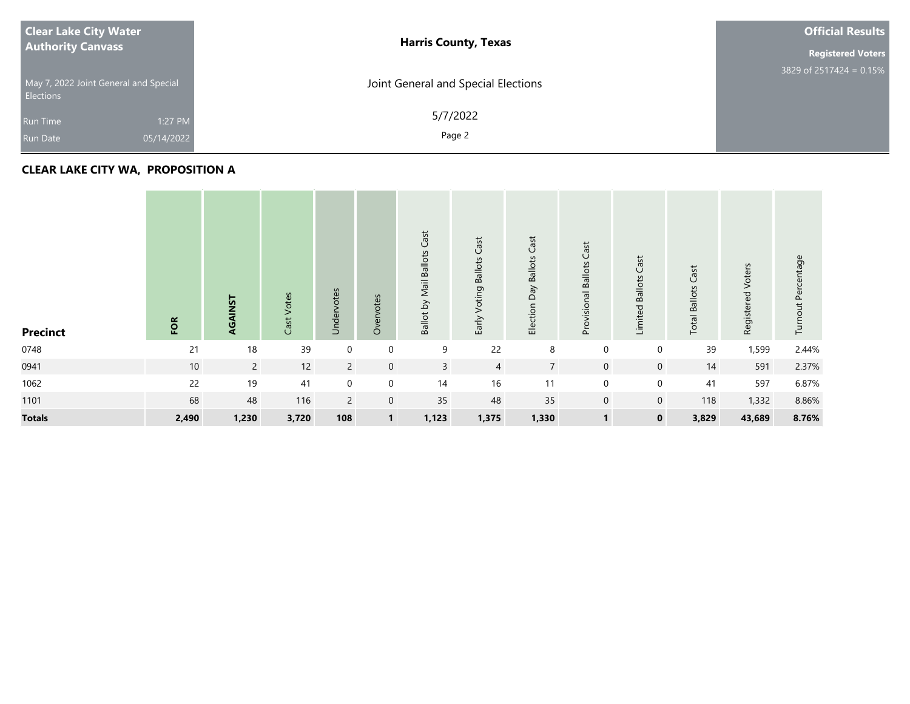# Clear Lake City Water Authority Canvass

May 7, 2022 Joint General and Special Elections

Run Time 1:27 PM

Run Date 05/14/2022

**Harris County, Texas**

Joint General and Special Elections

5/7/2022

**Official Results**

**Registered Voters**

3829 of 2517424 = 0.15%

## CLEAR LAKE CITY WA, PROPOSITION A

| Precinct | FOR | AGAINST | Cast Votes | Undervotes | Overvotes | Ballot by Mail Ballots Cast | Early Voting Ballots Cast | Election Day Ballots Cast | Provisional Ballots Cast | Limited Ballots Cast | Total Ballots Cast | Registered Voters | Turnout Percentage |
|---|---|---|---|---|---|---|---|---|---|---|---|---|---|
| 0748 | 21 | 18 | 39 | 0 | 0 | 9 | 22 | 8 | 0 | 0 | 39 | 1,599 | 2.44% |
| 0941 | 10 | 2 | 12 | 2 | 0 | 3 | 4 | 7 | 0 | 0 | 14 | 591 | 2.37% |
| 1062 | 22 | 19 | 41 | 0 | 0 | 14 | 16 | 11 | 0 | 0 | 41 | 597 | 6.87% |
| 1101 | 68 | 48 | 116 | 2 | 0 | 35 | 48 | 35 | 0 | 0 | 118 | 1,332 | 8.86% |
| **Totals** | **2,490** | **1,230** | **3,720** | **108** | **1** | **1,123** | **1,375** | **1,330** | **1** | **0** | **3,829** | **43,689** | **8.76%** |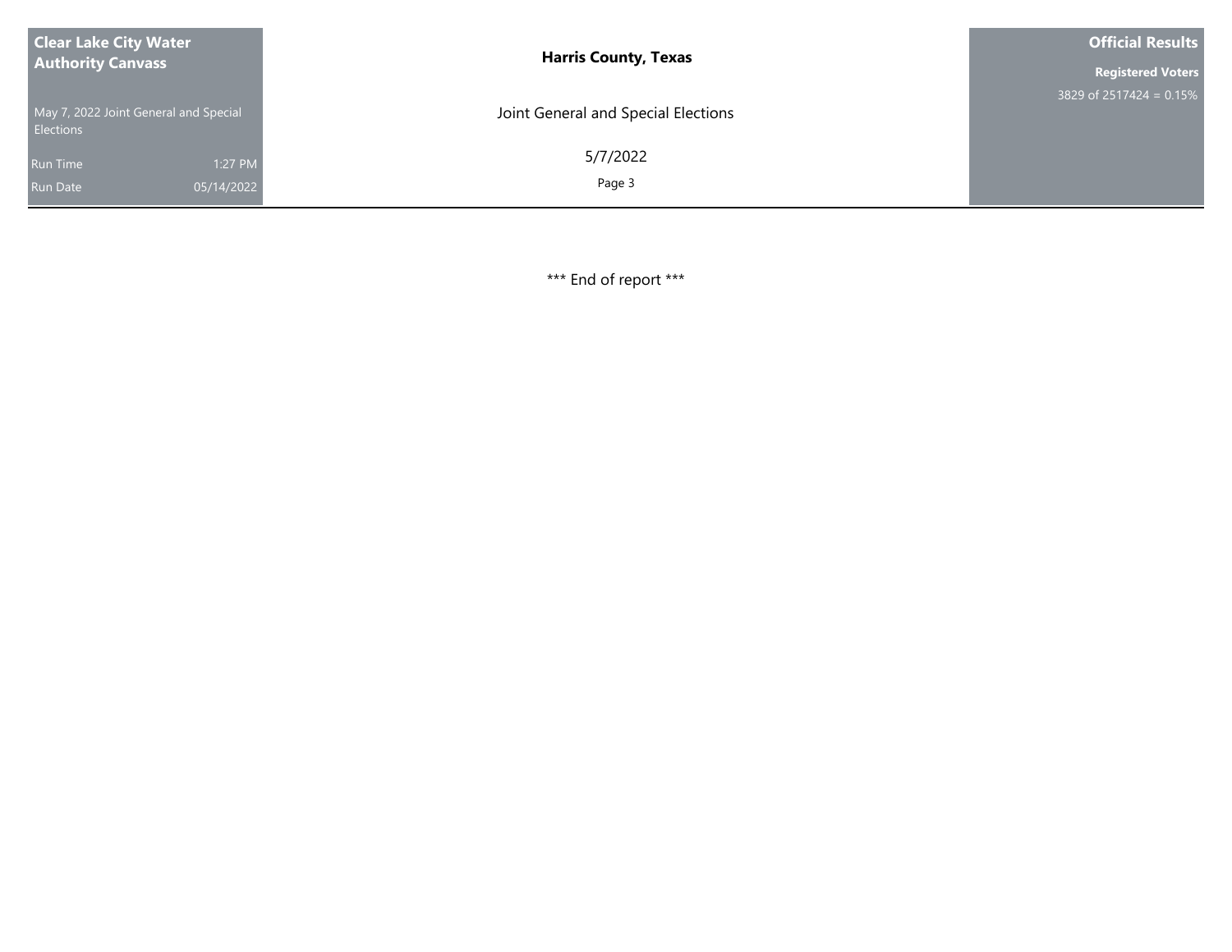*** End of report ***